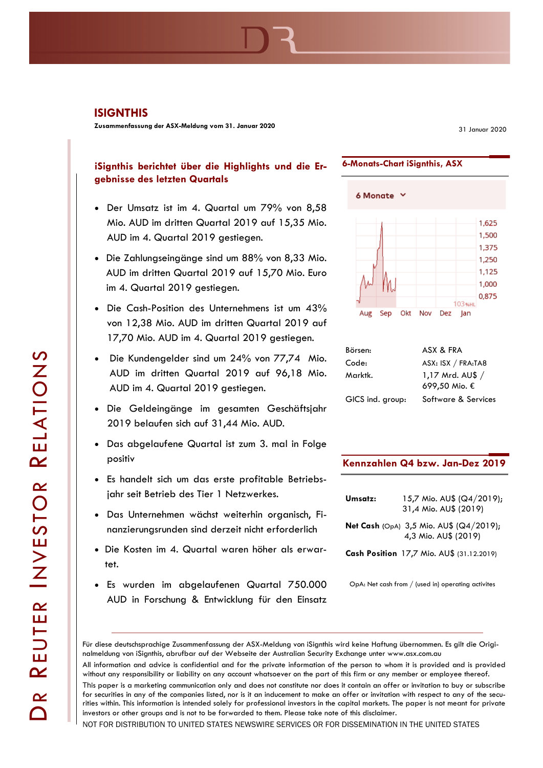# ISIGNTHIS

**Zusammenfassung der ASX-Meldung vom 31. Januar 2020**

31 Januar 2020

## iSignthis berichtet über die Highlights und die Ergebnisse des letzten Quartals

- Der Umsatz ist im 4. Quartal um 79% von 8,58 Mio. AUD im dritten Quartal 2019 auf 15,35 Mio. AUD im 4. Quartal 2019 gestiegen.
- Die Zahlungseingänge sind um 88% von 8,33 Mio. AUD im dritten Quartal 2019 auf 15,70 Mio. Euro im 4. Quartal 2019 gestiegen.
- Die Cash-Position des Unternehmens ist um 43% von 12,38 Mio. AUD im dritten Quartal 2019 auf 17,70 Mio. AUD im 4. Quartal 2019 gestiegen.
- Die Kundengelder sind um 24% von 77,74 Mio. AUD im dritten Quartal 2019 auf 96,18 Mio. AUD im 4. Quartal 2019 gestiegen.
- Die Geldeingänge im gesamten Geschäftsjahr 2019 belaufen sich auf 31,44 Mio. AUD.
- Das abgelaufene Quartal ist zum 3. mal in Folge positiv
- Es handelt sich um das erste profitable Betriebsjahr seit Betrieb des Tier 1 Netzwerkes.
- Das Unternehmen wächst weiterhin organisch, Finanzierungsrunden sind derzeit nicht erforderlich
- Die Kosten im 4. Quartal waren höher als erwartet.
- Es wurden im abgelaufenen Quartal 750.000 AUD in Forschung & Entwicklung für den Einsatz

### 6-Monats-Chart iSignthis, ASX

| | |
|---|---|
| Börsen: | ASX & FRA |
| Code: | ASX: ISX / FRA:TA8 |
| Marktk. | 1,17 Mrd. AU$ / 699,50 Mio. € |
| GICS ind. group: | Software & Services |

### Kennzahlen Q4 bzw. Jan-Dez 2019

| | |
|---|---|
| **Umsatz:** | 15,7 Mio. AU$ (Q4/2019); 31,4 Mio. AU$ (2019) |
| **Net Cash** (OpA) | 3,5 Mio. AU$ (Q4/2019); 4,3 Mio. AU$ (2019) |
| **Cash Position** | 17,7 Mio. AU$ (31.12.2019) |

OpA: Net cash from / (used in) operating activites

---

Für diese deutschsprachige Zusammenfassung der ASX-Meldung von iSignthis wird keine Haftung übernommen. Es gilt die Originalmeldung von iSignthis, abrufbar auf der Webseite der Australian Security Exchange unter www.asx.com.au

All information and advice is confidential and for the private information of the person to whom it is provided and is provided without any responsibility or liability on any account whatsoever on the part of this firm or any member or employee thereof.

This paper is a marketing communication only and does not constitute nor does it contain an offer or invitation to buy or subscribe for securities in any of the companies listed, nor is it an inducement to make an offer or invitation with respect to any of the securities within. This information is intended solely for professional investors in the capital markets. The paper is not meant for private investors or other groups and is not to be forwarded to them. Please take note of this disclaimer.

NOT FOR DISTRIBUTION TO UNITED STATES NEWSWIRE SERVICES OR FOR DISSEMINATION IN THE UNITED STATES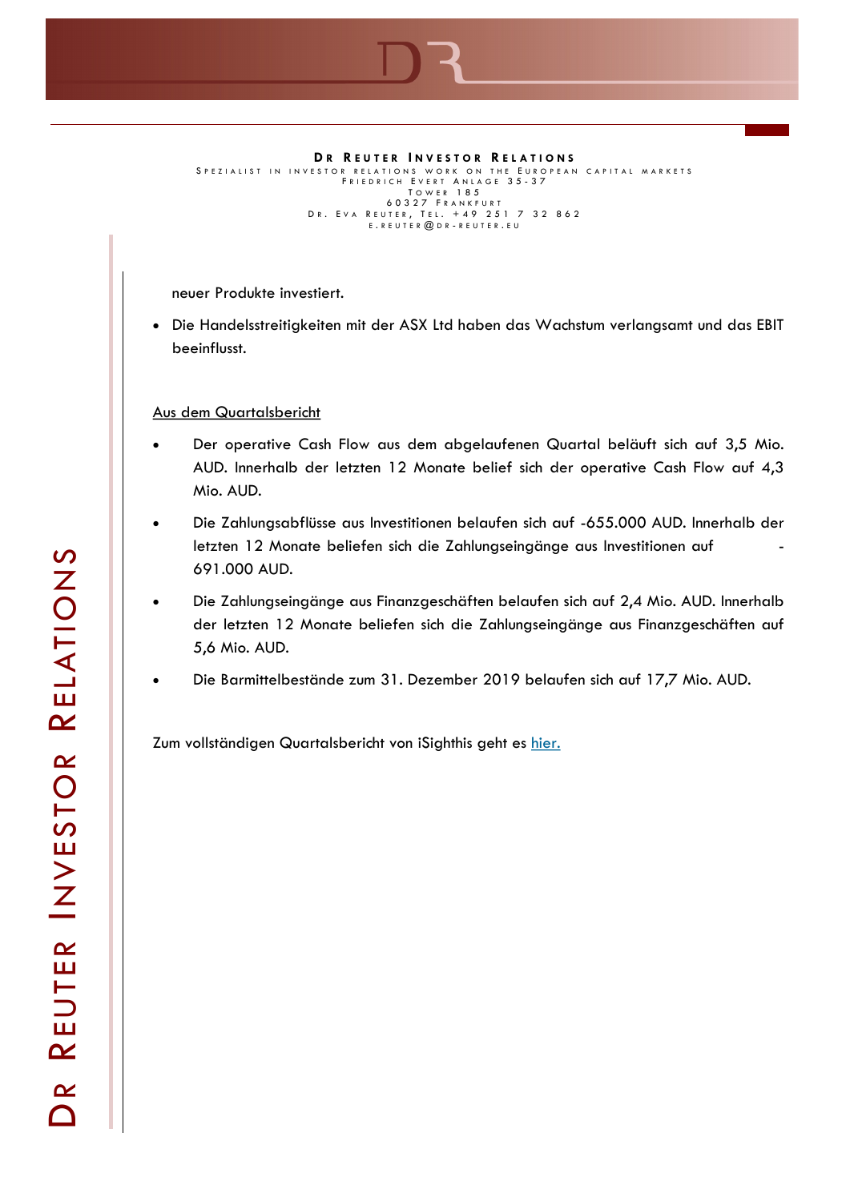neuer Produkte investiert.

- Die Handelsstreitigkeiten mit der ASX Ltd haben das Wachstum verlangsamt und das EBIT beeinflusst.

Aus dem Quartalsbericht

- Der operative Cash Flow aus dem abgelaufenen Quartal beläuft sich auf 3,5 Mio. AUD. Innerhalb der letzten 12 Monate belief sich der operative Cash Flow auf 4,3 Mio. AUD.
- Die Zahlungsabflüsse aus Investitionen belaufen sich auf -655.000 AUD. Innerhalb der letzten 12 Monate beliefen sich die Zahlungseingänge aus Investitionen auf - 691.000 AUD.
- Die Zahlungseingänge aus Finanzgeschäften belaufen sich auf 2,4 Mio. AUD. Innerhalb der letzten 12 Monate beliefen sich die Zahlungseingänge aus Finanzgeschäften auf 5,6 Mio. AUD.
- Die Barmittelbestände zum 31. Dezember 2019 belaufen sich auf 17,7 Mio. AUD.

Zum vollständigen Quartalsbericht von iSighthis geht es hier.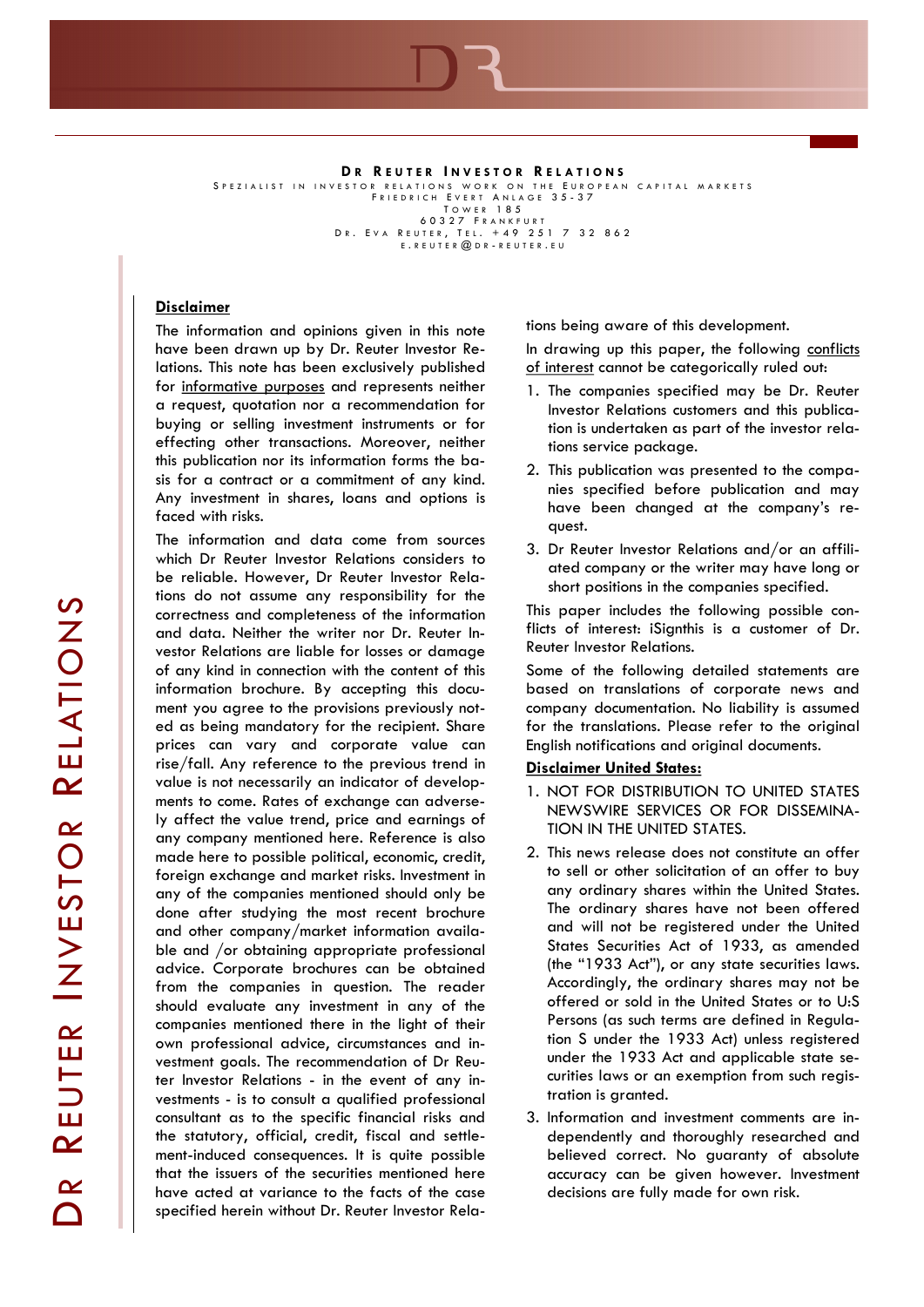**Dr Reuter Investor Relations**

Spezialist in investor relations work on the European capital markets
Friedrich Evert Anlage 35-37
Tower 185
60327 Frankfurt
Dr. Eva Reuter, Tel. +49 251 7 32 862
e.reuter@dr-reuter.eu

## Disclaimer

The information and opinions given in this note have been drawn up by Dr. Reuter Investor Relations. This note has been exclusively published for informative purposes and represents neither a request, quotation nor a recommendation for buying or selling investment instruments or for effecting other transactions. Moreover, neither this publication nor its information forms the basis for a contract or a commitment of any kind. Any investment in shares, loans and options is faced with risks.

The information and data come from sources which Dr Reuter Investor Relations considers to be reliable. However, Dr Reuter Investor Relations do not assume any responsibility for the correctness and completeness of the information and data. Neither the writer nor Dr. Reuter Investor Relations are liable for losses or damage of any kind in connection with the content of this information brochure. By accepting this document you agree to the provisions previously noted as being mandatory for the recipient. Share prices can vary and corporate value can rise/fall. Any reference to the previous trend in value is not necessarily an indicator of developments to come. Rates of exchange can adversely affect the value trend, price and earnings of any company mentioned here. Reference is also made here to possible political, economic, credit, foreign exchange and market risks. Investment in any of the companies mentioned should only be done after studying the most recent brochure and other company/market information available and /or obtaining appropriate professional advice. Corporate brochures can be obtained from the companies in question. The reader should evaluate any investment in any of the companies mentioned there in the light of their own professional advice, circumstances and investment goals. The recommendation of Dr Reuter Investor Relations - in the event of any investments - is to consult a qualified professional consultant as to the specific financial risks and the statutory, official, credit, fiscal and settlement-induced consequences. It is quite possible that the issuers of the securities mentioned here have acted at variance to the facts of the case specified herein without Dr. Reuter Investor Relations being aware of this development.

In drawing up this paper, the following conflicts of interest cannot be categorically ruled out:

1. The companies specified may be Dr. Reuter Investor Relations customers and this publication is undertaken as part of the investor relations service package.
2. This publication was presented to the companies specified before publication and may have been changed at the company's request.
3. Dr Reuter Investor Relations and/or an affiliated company or the writer may have long or short positions in the companies specified.

This paper includes the following possible conflicts of interest: iSignthis is a customer of Dr. Reuter Investor Relations.

Some of the following detailed statements are based on translations of corporate news and company documentation. No liability is assumed for the translations. Please refer to the original English notifications and original documents.

## Disclaimer United States:

1. NOT FOR DISTRIBUTION TO UNITED STATES NEWSWIRE SERVICES OR FOR DISSEMINATION IN THE UNITED STATES.
2. This news release does not constitute an offer to sell or other solicitation of an offer to buy any ordinary shares within the United States. The ordinary shares have not been offered and will not be registered under the United States Securities Act of 1933, as amended (the "1933 Act"), or any state securities laws. Accordingly, the ordinary shares may not be offered or sold in the United States or to U:S Persons (as such terms are defined in Regulation S under the 1933 Act) unless registered under the 1933 Act and applicable state securities laws or an exemption from such registration is granted.
3. Information and investment comments are independently and thoroughly researched and believed correct. No guaranty of absolute accuracy can be given however. Investment decisions are fully made for own risk.